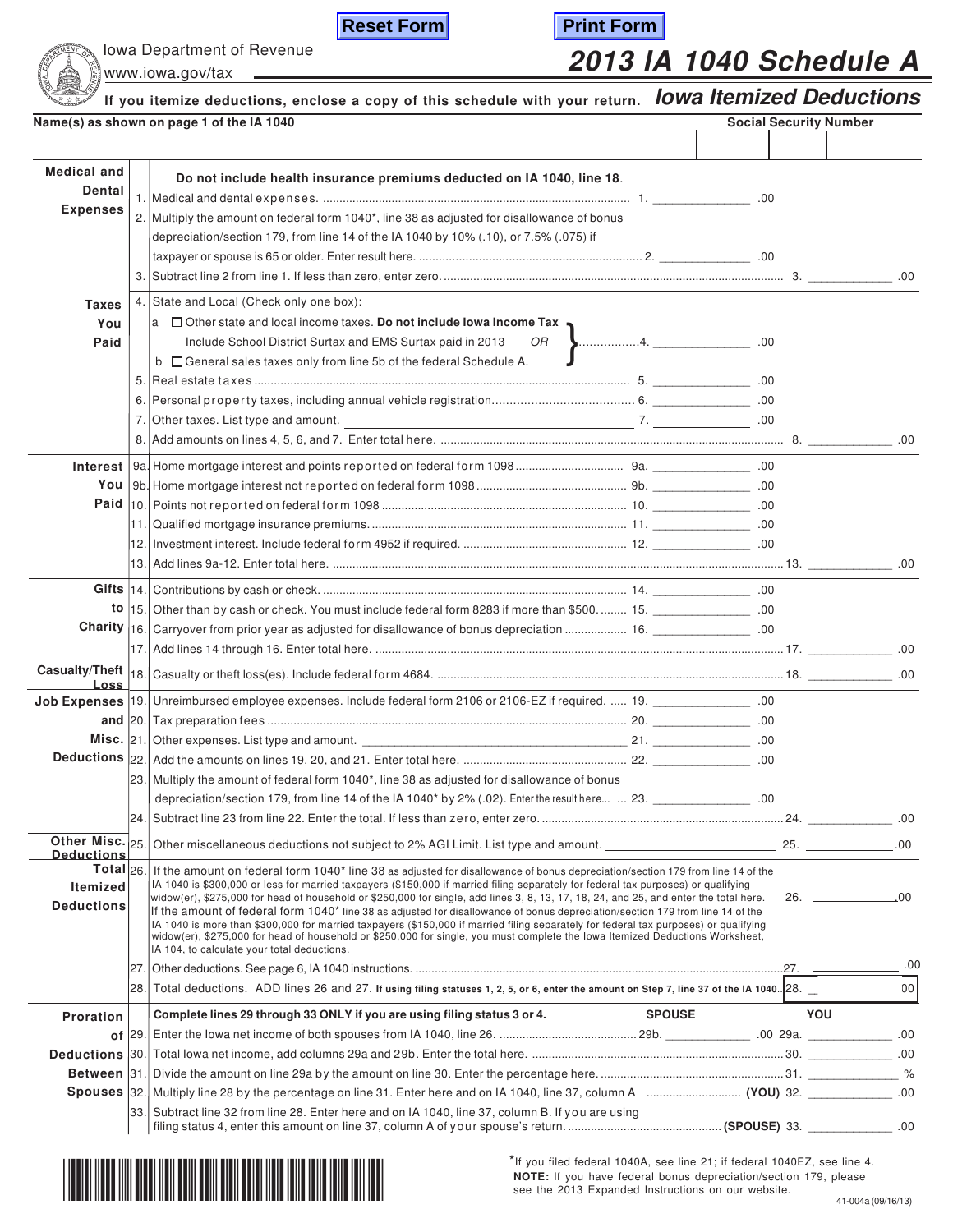Reset Form | Print Form

Iowa Department of Revenue
www.iowa.gov/tax

# 2013 IA 1040 Schedule A

## Iowa Itemized Deductions

**If you itemize deductions, enclose a copy of this schedule with your return.**

**Name(s) as shown on page 1 of the IA 1040** | **Social Security Number**

### Medical and Dental Expenses

**Do not include health insurance premiums deducted on IA 1040, line 18.**

1. Medical and dental expenses. ........ 1. ______ .00
2. Multiply the amount on federal form 1040*, line 38 as adjusted for disallowance of bonus depreciation/section 179, from line 14 of the IA 1040 by 10% (.10), or 7.5% (.075) if taxpayer or spouse is 65 or older. Enter result here. ........ 2. ______ .00
3. Subtract line 2 from line 1. If less than zero, enter zero. ........ 3. ______ .00

### Taxes You Paid

4. State and Local (Check only one box):
   - a ☐ Other state and local income taxes. **Do not include Iowa Income Tax** Include School District Surtax and EMS Surtax paid in 2013 *OR*
   - b ☐ General sales taxes only from line 5b of the federal Schedule A. ........ 4. ______ .00
5. Real estate taxes ........ 5. ______ .00
6. Personal property taxes, including annual vehicle registration. ........ 6. ______ .00
7. Other taxes. List type and amount. ______ 7. ______ .00
8. Add amounts on lines 4, 5, 6, and 7. Enter total here. ........ 8. ______ .00

### Interest You Paid

9a. Home mortgage interest and points reported on federal form 1098 ........ 9a. ______ .00
9b. Home mortgage interest not reported on federal form 1098 ........ 9b. ______ .00
10. Points not reported on federal form 1098 ........ 10. ______ .00
11. Qualified mortgage insurance premiums. ........ 11. ______ .00
12. Investment interest. Include federal form 4952 if required. ........ 12. ______ .00
13. Add lines 9a-12. Enter total here. ........ 13. ______ .00

### Gifts to Charity

14. Contributions by cash or check. ........ 14. ______ .00
15. Other than by cash or check. You must include federal form 8283 if more than $500. ........ 15. ______ .00
16. Carryover from prior year as adjusted for disallowance of bonus depreciation ........ 16. ______ .00
17. Add lines 14 through 16. Enter total here. ........ 17. ______ .00

### Casualty/Theft Loss

18. Casualty or theft loss(es). Include federal form 4684. ........ 18. ______ .00

### Job Expenses and Misc. Deductions

19. Unreimbursed employee expenses. Include federal form 2106 or 2106-EZ if required. ........ 19. ______ .00
20. Tax preparation fees ........ 20. ______ .00
21. Other expenses. List type and amount. ______ 21. ______ .00
22. Add the amounts on lines 19, 20, and 21. Enter total here. ........ 22. ______ .00
23. Multiply the amount of federal form 1040*, line 38 as adjusted for disallowance of bonus depreciation/section 179, from line 14 of the IA 1040* by 2% (.02). Enter the result here... ........ 23. ______ .00
24. Subtract line 23 from line 22. Enter the total. If less than zero, enter zero. ........ 24. ______ .00

### Other Misc. Deductions

25. Other miscellaneous deductions not subject to 2% AGI Limit. List type and amount. ______ 25. ______ .00

### Total Itemized Deductions

26. If the amount on federal form 1040* line 38 as adjusted for disallowance of bonus depreciation/section 179 from line 14 of the IA 1040 is $300,000 or less for married taxpayers ($150,000 if married filing separately for federal tax purposes) or qualifying widow(er), $275,000 for head of household or $250,000 for single, add lines 3, 8, 13, 17, 18, 24, and 25 and enter the total here. ........ 26. ______ .00
    If the amount of federal form 1040* line 38 as adjusted for disallowance of bonus depreciation/section 179 from line 14 of the IA 1040 is more than $300,000 for married taxpayers ($150,000 if married filing separately for federal tax purposes) or qualifying widow(er), $275,000 for head of household or $250,000 for single, you must complete the Iowa Itemized Deductions Worksheet, IA 104, to calculate your total deductions.
27. Other deductions. See page 6, IA 1040 instructions. ........ 27. ______ .00
28. Total deductions. ADD lines 26 and 27. **If using filing statuses 1, 2, 5, or 6, enter the amount on Step 7, line 37 of the IA 1040.** ........ 28. ______ .00

### Proration of Deductions Between Spouses

**Complete lines 29 through 33 ONLY if you are using filing status 3 or 4.** | **SPOUSE** | **YOU**

29. Enter the Iowa net income of both spouses from IA 1040, line 26. ........ 29b. ______ .00 29a. ______ .00
30. Total Iowa net income, add columns 29a and 29b. Enter the total here. ........ 30. ______ .00
31. Divide the amount on line 29a by the amount on line 30. Enter the percentage here. ........ 31. ______ %
32. Multiply line 28 by the percentage on line 31. Enter here and on IA 1040, line 37, column A ........ **(YOU)** 32. ______ .00
33. Subtract line 32 from line 28. Enter here and on IA 1040, line 37, column B. If you are using filing status 4, enter this amount on line 37, column A of your spouse's return. ........ **(SPOUSE)** 33. ______ .00

*If you filed federal 1040A, see line 21; if federal 1040EZ, see line 4.
**NOTE:** If you have federal bonus depreciation/section 179, please see the 2013 Expanded Instructions on our website.

41-004a (09/16/13)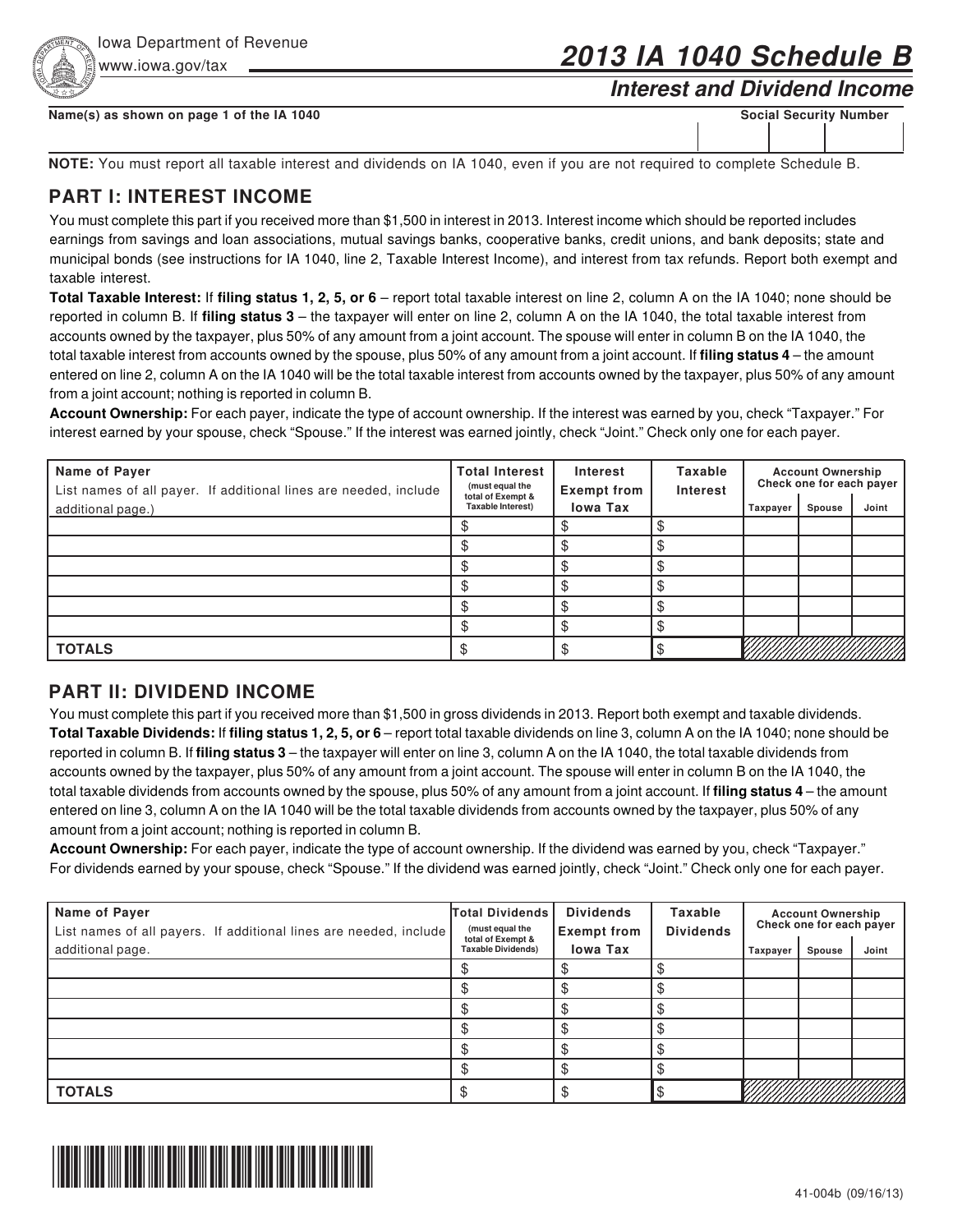Iowa Department of Revenue
www.iowa.gov/tax

# 2013 IA 1040 Schedule B

## Interest and Dividend Income

**Name(s) as shown on page 1 of the IA 1040** **Social Security Number**

**NOTE:** You must report all taxable interest and dividends on IA 1040, even if you are not required to complete Schedule B.

## PART I: INTEREST INCOME

You must complete this part if you received more than $1,500 in interest in 2013. Interest income which should be reported includes earnings from savings and loan associations, mutual savings banks, cooperative banks, credit unions, and bank deposits; state and municipal bonds (see instructions for IA 1040, line 2, Taxable Interest Income), and interest from tax refunds. Report both exempt and taxable interest.

**Total Taxable Interest:** If **filing status 1, 2, 5, or 6** – report total taxable interest on line 2, column A on the IA 1040; none should be reported in column B. If **filing status 3** – the taxpayer will enter on line 2, column A on the IA 1040, the total taxable interest from accounts owned by the taxpayer, plus 50% of any amount from a joint account. The spouse will enter in column B on the IA 1040, the total taxable interest from accounts owned by the spouse, plus 50% of any amount from a joint account. If **filing status 4** – the amount entered on line 2, column A on the IA 1040 will be the total taxable interest from accounts owned by the taxpayer, plus 50% of any amount from a joint account; nothing is reported in column B.

**Account Ownership:** For each payer, indicate the type of account ownership. If the interest was earned by you, check "Taxpayer." For interest earned by your spouse, check "Spouse." If the interest was earned jointly, check "Joint." Check only one for each payer.

| **Name of Payer** List names of all payer. If additional lines are needed, include additional page.) | **Total Interest** (must equal the total of Exempt & Taxable Interest) | **Interest Exempt from Iowa Tax** | **Taxable Interest** | **Account Ownership** Check one for each payer | | |
|---|---|---|---|---|---|---|
| | | | | Taxpayer | Spouse | Joint |
| | $ | $ | $ | | | |
| | $ | $ | $ | | | |
| | $ | $ | $ | | | |
| | $ | $ | $ | | | |
| | $ | $ | $ | | | |
| | $ | $ | $ | | | |
| **TOTALS** | $ | $ | $ | | | |

## PART II: DIVIDEND INCOME

You must complete this part if you received more than $1,500 in gross dividends in 2013. Report both exempt and taxable dividends.

**Total Taxable Dividends:** If **filing status 1, 2, 5, or 6** – report total taxable dividends on line 3, column A on the IA 1040; none should be reported in column B. If **filing status 3** – the taxpayer will enter on line 3, column A on the IA 1040, the total taxable dividends from accounts owned by the taxpayer, plus 50% of any amount from a joint account. The spouse will enter in column B on the IA 1040, the total taxable dividends from accounts owned by the spouse, plus 50% of any amount from a joint account. If **filing status 4** – the amount entered on line 3, column A on the IA 1040 will be the total taxable dividends from accounts owned by the taxpayer, plus 50% of any amount from a joint account; nothing is reported in column B.

**Account Ownership:** For each payer, indicate the type of account ownership. If the dividend was earned by you, check "Taxpayer." For dividends earned by your spouse, check "Spouse." If the dividend was earned jointly, check "Joint." Check only one for each payer.

| **Name of Payer** List names of all payers. If additional lines are needed, include additional page. | **Total Dividends** (must equal the total of Exempt & Taxable Dividends) | **Dividends Exempt from Iowa Tax** | **Taxable Dividends** | **Account Ownership** Check one for each payer | | |
|---|---|---|---|---|---|---|
| | | | | Taxpayer | Spouse | Joint |
| | $ | $ | $ | | | |
| | $ | $ | $ | | | |
| | $ | $ | $ | | | |
| | $ | $ | $ | | | |
| | $ | $ | $ | | | |
| | $ | $ | $ | | | |
| **TOTALS** | $ | $ | $ | | | |

41-004b (09/16/13)